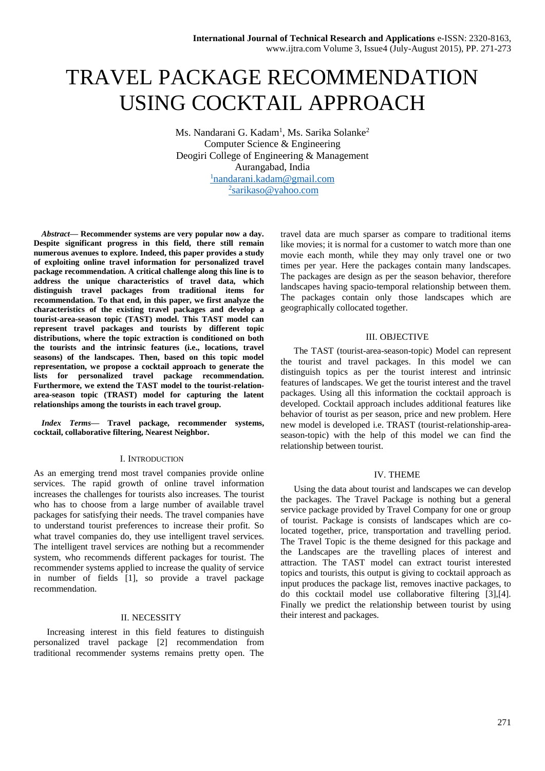# TRAVEL PACKAGE RECOMMENDATION USING COCKTAIL APPROACH

Ms. Nandarani G. Kadam[1], Ms. Sarika Solanke[2]
Computer Science & Engineering
Deogiri College of Engineering & Management
Aurangabad, India
[1]nandarani.kadam@gmail.com
[2]sarikaso@yahoo.com

***Abstract*— Recommender systems are very popular now a day. Despite significant progress in this field, there still remain numerous avenues to explore. Indeed, this paper provides a study of exploiting online travel information for personalized travel package recommendation. A critical challenge along this line is to address the unique characteristics of travel data, which distinguish travel packages from traditional items for recommendation. To that end, in this paper, we first analyze the characteristics of the existing travel packages and develop a tourist-area-season topic (TAST) model. This TAST model can represent travel packages and tourists by different topic distributions, where the topic extraction is conditioned on both the tourists and the intrinsic features (i.e., locations, travel seasons) of the landscapes. Then, based on this topic model representation, we propose a cocktail approach to generate the lists for personalized travel package recommendation. Furthermore, we extend the TAST model to the tourist-relation-area-season topic (TRAST) model for capturing the latent relationships among the tourists in each travel group.**

***Index Terms*— Travel package, recommender systems, cocktail, collaborative filtering, Nearest Neighbor.**

## I. Introduction

As an emerging trend most travel companies provide online services. The rapid growth of online travel information increases the challenges for tourists also increases. The tourist who has to choose from a large number of available travel packages for satisfying their needs. The travel companies have to understand tourist preferences to increase their profit. So what travel companies do, they use intelligent travel services. The intelligent travel services are nothing but a recommender system, who recommends different packages for tourist. The recommender systems applied to increase the quality of service in number of fields [1], so provide a travel package recommendation.

## II. NECESSITY

Increasing interest in this field features to distinguish personalized travel package [2] recommendation from traditional recommender systems remains pretty open. The travel data are much sparser as compare to traditional items like movies; it is normal for a customer to watch more than one movie each month, while they may only travel one or two times per year. Here the packages contain many landscapes. The packages are design as per the season behavior, therefore landscapes having spacio-temporal relationship between them. The packages contain only those landscapes which are geographically collocated together.

## III. OBJECTIVE

The TAST (tourist-area-season-topic) Model can represent the tourist and travel packages. In this model we can distinguish topics as per the tourist interest and intrinsic features of landscapes. We get the tourist interest and the travel packages. Using all this information the cocktail approach is developed. Cocktail approach includes additional features like behavior of tourist as per season, price and new problem. Here new model is developed i.e. TRAST (tourist-relationship-area-season-topic) with the help of this model we can find the relationship between tourist.

## IV. THEME

Using the data about tourist and landscapes we can develop the packages. The Travel Package is nothing but a general service package provided by Travel Company for one or group of tourist. Package is consists of landscapes which are co-located together, price, transportation and travelling period. The Travel Topic is the theme designed for this package and the Landscapes are the travelling places of interest and attraction. The TAST model can extract tourist interested topics and tourists, this output is giving to cocktail approach as input produces the package list, removes inactive packages, to do this cocktail model use collaborative filtering [3],[4]. Finally we predict the relationship between tourist by using their interest and packages.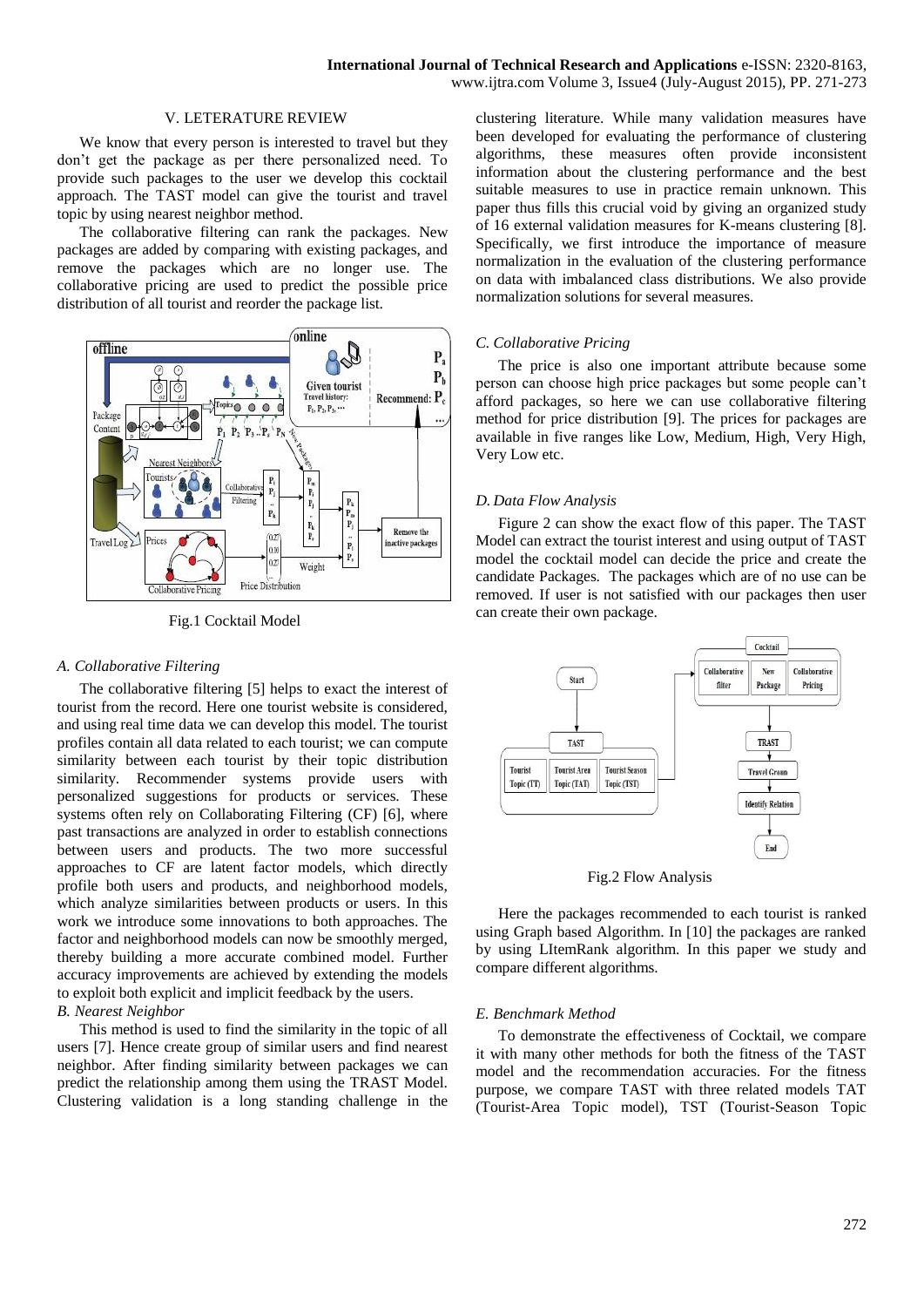## V. LETERATURE REVIEW

We know that every person is interested to travel but they don't get the package as per there personalized need. To provide such packages to the user we develop this cocktail approach. The TAST model can give the tourist and travel topic by using nearest neighbor method.

The collaborative filtering can rank the packages. New packages are added by comparing with existing packages, and remove the packages which are no longer use. The collaborative pricing are used to predict the possible price distribution of all tourist and reorder the package list.

Fig.1 Cocktail Model

### A. Collaborative Filtering

The collaborative filtering [5] helps to exact the interest of tourist from the record. Here one tourist website is considered, and using real time data we can develop this model. The tourist profiles contain all data related to each tourist; we can compute similarity between each tourist by their topic distribution similarity. Recommender systems provide users with personalized suggestions for products or services. These systems often rely on Collaborating Filtering (CF) [6], where past transactions are analyzed in order to establish connections between users and products. The two more successful approaches to CF are latent factor models, which directly profile both users and products, and neighborhood models, which analyze similarities between products or users. In this work we introduce some innovations to both approaches. The factor and neighborhood models can now be smoothly merged, thereby building a more accurate combined model. Further accuracy improvements are achieved by extending the models to exploit both explicit and implicit feedback by the users.

### B. Nearest Neighbor

This method is used to find the similarity in the topic of all users [7]. Hence create group of similar users and find nearest neighbor. After finding similarity between packages we can predict the relationship among them using the TRAST Model. Clustering validation is a long standing challenge in the clustering literature. While many validation measures have been developed for evaluating the performance of clustering algorithms, these measures often provide inconsistent information about the clustering performance and the best suitable measures to use in practice remain unknown. This paper thus fills this crucial void by giving an organized study of 16 external validation measures for K-means clustering [8]. Specifically, we first introduce the importance of measure normalization in the evaluation of the clustering performance on data with imbalanced class distributions. We also provide normalization solutions for several measures.

### C. Collaborative Pricing

The price is also one important attribute because some person can choose high price packages but some people can't afford packages, so here we can use collaborative filtering method for price distribution [9]. The prices for packages are available in five ranges like Low, Medium, High, Very High, Very Low etc.

### D. Data Flow Analysis

Figure 2 can show the exact flow of this paper. The TAST Model can extract the tourist interest and using output of TAST model the cocktail model can decide the price and create the candidate Packages. The packages which are of no use can be removed. If user is not satisfied with our packages then user can create their own package.

Fig.2 Flow Analysis

Here the packages recommended to each tourist is ranked using Graph based Algorithm. In [10] the packages are ranked by using LItemRank algorithm. In this paper we study and compare different algorithms.

### E. Benchmark Method

To demonstrate the effectiveness of Cocktail, we compare it with many other methods for both the fitness of the TAST model and the recommendation accuracies. For the fitness purpose, we compare TAST with three related models TAT (Tourist-Area Topic model), TST (Tourist-Season Topic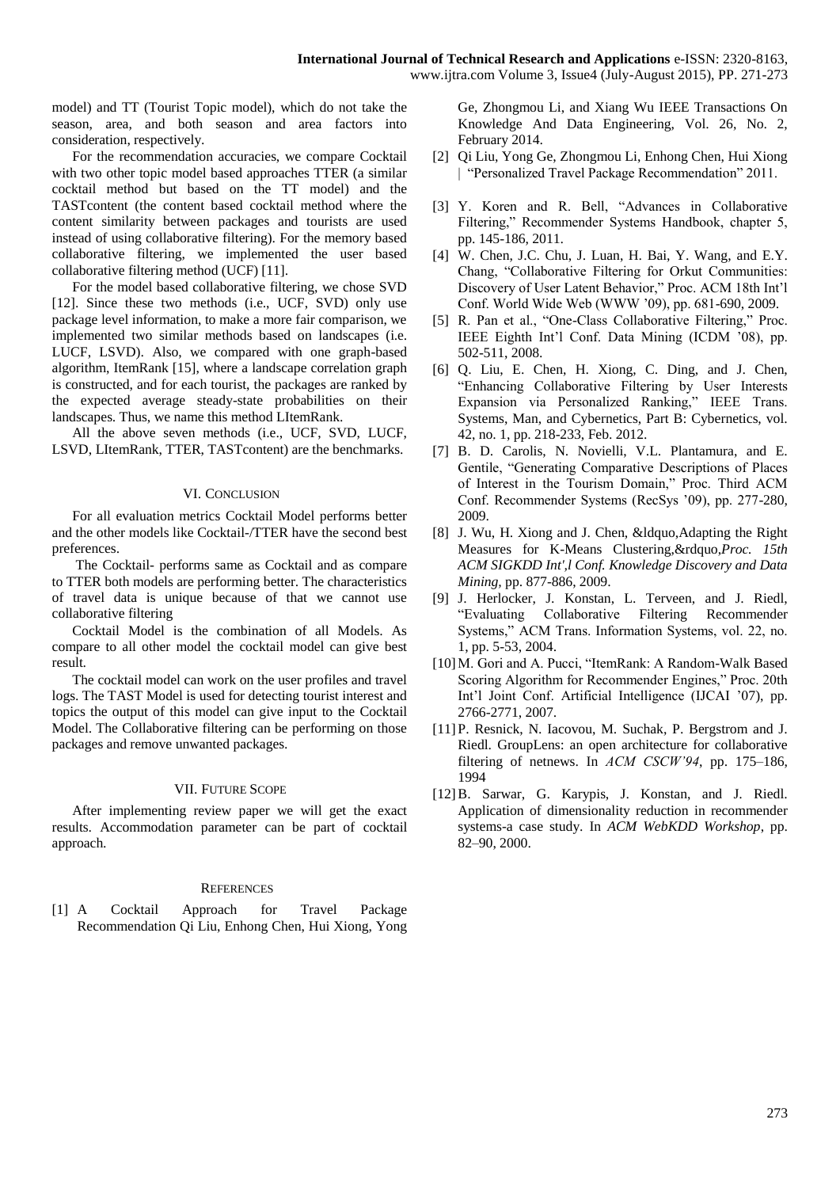model) and TT (Tourist Topic model), which do not take the season, area, and both season and area factors into consideration, respectively.

For the recommendation accuracies, we compare Cocktail with two other topic model based approaches TTER (a similar cocktail method but based on the TT model) and the TASTcontent (the content based cocktail method where the content similarity between packages and tourists are used instead of using collaborative filtering). For the memory based collaborative filtering, we implemented the user based collaborative filtering method (UCF) [11].

For the model based collaborative filtering, we chose SVD [12]. Since these two methods (i.e., UCF, SVD) only use package level information, to make a more fair comparison, we implemented two similar methods based on landscapes (i.e. LUCF, LSVD). Also, we compared with one graph-based algorithm, ItemRank [15], where a landscape correlation graph is constructed, and for each tourist, the packages are ranked by the expected average steady-state probabilities on their landscapes. Thus, we name this method LItemRank.

All the above seven methods (i.e., UCF, SVD, LUCF, LSVD, LItemRank, TTER, TASTcontent) are the benchmarks.

## VI. Conclusion

For all evaluation metrics Cocktail Model performs better and the other models like Cocktail-/TTER have the second best preferences.

The Cocktail- performs same as Cocktail and as compare to TTER both models are performing better. The characteristics of travel data is unique because of that we cannot use collaborative filtering

Cocktail Model is the combination of all Models. As compare to all other model the cocktail model can give best result.

The cocktail model can work on the user profiles and travel logs. The TAST Model is used for detecting tourist interest and topics the output of this model can give input to the Cocktail Model. The Collaborative filtering can be performing on those packages and remove unwanted packages.

## VII. Future Scope

After implementing review paper we will get the exact results. Accommodation parameter can be part of cocktail approach.

## References

[1] A Cocktail Approach for Travel Package Recommendation Qi Liu, Enhong Chen, Hui Xiong, Yong Ge, Zhongmou Li, and Xiang Wu IEEE Transactions On Knowledge And Data Engineering, Vol. 26, No. 2, February 2014.

[2] Qi Liu, Yong Ge, Zhongmou Li, Enhong Chen, Hui Xiong | "Personalized Travel Package Recommendation" 2011.

[3] Y. Koren and R. Bell, "Advances in Collaborative Filtering," Recommender Systems Handbook, chapter 5, pp. 145-186, 2011.

[4] W. Chen, J.C. Chu, J. Luan, H. Bai, Y. Wang, and E.Y. Chang, "Collaborative Filtering for Orkut Communities: Discovery of User Latent Behavior," Proc. ACM 18th Int'l Conf. World Wide Web (WWW '09), pp. 681-690, 2009.

[5] R. Pan et al., "One-Class Collaborative Filtering," Proc. IEEE Eighth Int'l Conf. Data Mining (ICDM '08), pp. 502-511, 2008.

[6] Q. Liu, E. Chen, H. Xiong, C. Ding, and J. Chen, "Enhancing Collaborative Filtering by User Interests Expansion via Personalized Ranking," IEEE Trans. Systems, Man, and Cybernetics, Part B: Cybernetics, vol. 42, no. 1, pp. 218-233, Feb. 2012.

[7] B. D. Carolis, N. Novielli, V.L. Plantamura, and E. Gentile, "Generating Comparative Descriptions of Places of Interest in the Tourism Domain," Proc. Third ACM Conf. Recommender Systems (RecSys '09), pp. 277-280, 2009.

[8] J. Wu, H. Xiong and J. Chen, &ldquo,Adapting the Right Measures for K-Means Clustering,&rdquo,*Proc. 15th ACM SIGKDD Int',l Conf. Knowledge Discovery and Data Mining*, pp. 877-886, 2009.

[9] J. Herlocker, J. Konstan, L. Terveen, and J. Riedl, "Evaluating Collaborative Filtering Recommender Systems," ACM Trans. Information Systems, vol. 22, no. 1, pp. 5-53, 2004.

[10] M. Gori and A. Pucci, "ItemRank: A Random-Walk Based Scoring Algorithm for Recommender Engines," Proc. 20th Int'l Joint Conf. Artificial Intelligence (IJCAI '07), pp. 2766-2771, 2007.

[11] P. Resnick, N. Iacovou, M. Suchak, P. Bergstrom and J. Riedl. GroupLens: an open architecture for collaborative filtering of netnews. In *ACM CSCW'94*, pp. 175–186, 1994

[12] B. Sarwar, G. Karypis, J. Konstan, and J. Riedl. Application of dimensionality reduction in recommender systems-a case study. In *ACM WebKDD Workshop*, pp. 82–90, 2000.